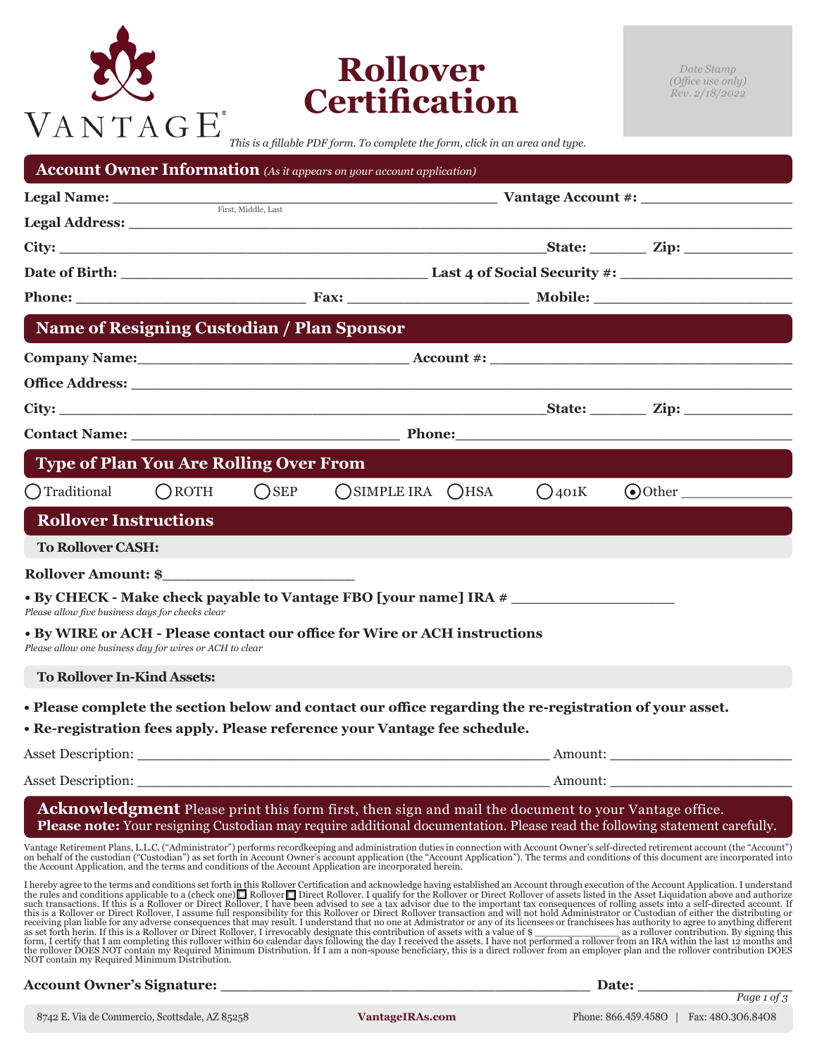VANTAGE

# Rollover Certification

*Date Stamp (Office use only) Rev. 2/18/2022*

*This is a fillable PDF form. To complete the form, click in an area and type.*

## Account Owner Information *(As it appears on your account application)*

**Legal Name:** ______________________________ **Vantage Account #:** ______________
First, Middle, Last

**Legal Address:** ______________________________

**City:** ______________________________ **State:** ______ **Zip:** __________

**Date of Birth:** ______________________________ **Last 4 of Social Security #:** ______________

**Phone:** ______________________ **Fax:** ______________________ **Mobile:** ______________________

## Name of Resigning Custodian / Plan Sponsor

**Company Name:** ______________________________ **Account #:** ______________________________

**Office Address:** ______________________________

**City:** ______________________________ **State:** ______ **Zip:** __________

**Contact Name:** ______________________________ **Phone:** ______________________________

## Type of Plan You Are Rolling Over From

○ Traditional ○ ROTH ○ SEP ○ SIMPLE IRA ○ HSA ○ 401K ◉ Other __________

## Rollover Instructions

### To Rollover CASH:

**Rollover Amount: $**____________________

- **By CHECK - Make check payable to Vantage FBO [your name] IRA #** ______________

*Please allow five business days for checks clear*

- **By WIRE or ACH - Please contact our office for Wire or ACH instructions**

*Please allow one business day for wires or ACH to clear*

### To Rollover In-Kind Assets:

- **Please complete the section below and contact our office regarding the re-registration of your asset.**
- **Re-registration fees apply. Please reference your Vantage fee schedule.**

Asset Description: ______________________________ Amount: ______________________

Asset Description: ______________________________ Amount: ______________________

## Acknowledgment

Please print this form first, then sign and mail the document to your Vantage office.

**Please note:** Your resigning Custodian may require additional documentation. Please read the following statement carefully.

Vantage Retirement Plans, L.L.C. ("Administrator") performs recordkeeping and administration duties in connection with Account Owner's self-directed retirement account (the "Account") on behalf of the custodian ("Custodian") as set forth in Account Owner's account application (the "Account Application"). The terms and conditions of this document are incorporated into the Account Application, and the terms and conditions of the Account Application are incorporated herein.

I hereby agree to the terms and conditions set forth in this Rollover Certification and acknowledge having established an Account through execution of the Account Application. I understand the rules and conditions applicable to a (check one) ☐ Rollover ☐ Direct Rollover. I qualify for the Rollover or Direct Rollover of assets listed in the Asset Liquidation above and authorize such transactions. If this is a Rollover or Direct Rollover, I have been advised to see a tax advisor due to the important tax consequences of rolling assets into a self-directed account. If this is a Rollover or Direct Rollover, I assume full responsibility for this Rollover or Direct Rollover transaction and will not hold Administrator or Custodian of either the distributing or receiving plan liable for any adverse consequences that may result. I understand that no one at Administrator or any of its licensees or franchisees has authority to agree to anything different as set forth herin. If this is a Rollover or Direct Rollover, I irrevocably designate this contribution of assets with a value of $ ______________ as a rollover contribution. By signing this form, I certify that I am completing this rollover within 60 calendar days following the day I received the assets. I have not performed a rollover from an IRA within the last 12 months and the rollover DOES NOT contain my Required Minimum Distribution. If I am a non-spouse beneficiary, this is a direct rollover from an employer plan and the rollover contribution DOES NOT contain my Required Minimum Distribution.

**Account Owner's Signature:** ______________________________ **Date:** ______________

8742 E. Via de Commercio, Scottsdale, AZ 85258 | **VantageIRAs.com** | Phone: 866.459.4580 | Fax: 480.306.8408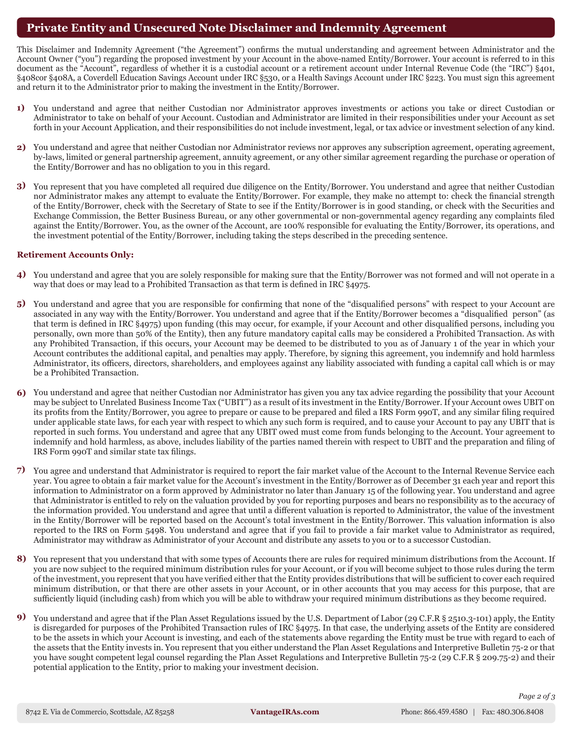## Private Entity and Unsecured Note Disclaimer and Indemnity Agreement

This Disclaimer and Indemnity Agreement ("the Agreement") confirms the mutual understanding and agreement between Administrator and the Account Owner ("you") regarding the proposed investment by your Account in the above-named Entity/Borrower. Your account is referred to in this document as the "Account", regardless of whether it is a custodial account or a retirement account under Internal Revenue Code (the "IRC") §401, §408cor §408A, a Coverdell Education Savings Account under IRC §530, or a Health Savings Account under IRC §223. You must sign this agreement and return it to the Administrator prior to making the investment in the Entity/Borrower.

1) You understand and agree that neither Custodian nor Administrator approves investments or actions you take or direct Custodian or Administrator to take on behalf of your Account. Custodian and Administrator are limited in their responsibilities under your Account as set forth in your Account Application, and their responsibilities do not include investment, legal, or tax advice or investment selection of any kind.

2) You understand and agree that neither Custodian nor Administrator reviews nor approves any subscription agreement, operating agreement, by-laws, limited or general partnership agreement, annuity agreement, or any other similar agreement regarding the purchase or operation of the Entity/Borrower and has no obligation to you in this regard.

3) You represent that you have completed all required due diligence on the Entity/Borrower. You understand and agree that neither Custodian nor Administrator makes any attempt to evaluate the Entity/Borrower. For example, they make no attempt to: check the financial strength of the Entity/Borrower, check with the Secretary of State to see if the Entity/Borrower is in good standing, or check with the Securities and Exchange Commission, the Better Business Bureau, or any other governmental or non-governmental agency regarding any complaints filed against the Entity/Borrower. You, as the owner of the Account, are 100% responsible for evaluating the Entity/Borrower, its operations, and the investment potential of the Entity/Borrower, including taking the steps described in the preceding sentence.

**Retirement Accounts Only:**

4) You understand and agree that you are solely responsible for making sure that the Entity/Borrower was not formed and will not operate in a way that does or may lead to a Prohibited Transaction as that term is defined in IRC §4975.

5) You understand and agree that you are responsible for confirming that none of the "disqualified persons" with respect to your Account are associated in any way with the Entity/Borrower. You understand and agree that if the Entity/Borrower becomes a "disqualified person" (as that term is defined in IRC §4975) upon funding (this may occur, for example, if your Account and other disqualified persons, including you personally, own more than 50% of the Entity), then any future mandatory capital calls may be considered a Prohibited Transaction. As with any Prohibited Transaction, if this occurs, your Account may be deemed to be distributed to you as of January 1 of the year in which your Account contributes the additional capital, and penalties may apply. Therefore, by signing this agreement, you indemnify and hold harmless Administrator, its officers, directors, shareholders, and employees against any liability associated with funding a capital call which is or may be a Prohibited Transaction.

6) You understand and agree that neither Custodian nor Administrator has given you any tax advice regarding the possibility that your Account may be subject to Unrelated Business Income Tax ("UBIT") as a result of its investment in the Entity/Borrower. If your Account owes UBIT on its profits from the Entity/Borrower, you agree to prepare or cause to be prepared and filed a IRS Form 990T, and any similar filing required under applicable state laws, for each year with respect to which any such form is required, and to cause your Account to pay any UBIT that is reported in such forms. You understand and agree that any UBIT owed must come from funds belonging to the Account. Your agreement to indemnify and hold harmless, as above, includes liability of the parties named therein with respect to UBIT and the preparation and filing of IRS Form 990T and similar state tax filings.

7) You agree and understand that Administrator is required to report the fair market value of the Account to the Internal Revenue Service each year. You agree to obtain a fair market value for the Account's investment in the Entity/Borrower as of December 31 each year and report this information to Administrator on a form approved by Administrator no later than January 15 of the following year. You understand and agree that Administrator is entitled to rely on the valuation provided by you for reporting purposes and bears no responsibility as to the accuracy of the information provided. You understand and agree that until a different valuation is reported to Administrator, the value of the investment in the Entity/Borrower will be reported based on the Account's total investment in the Entity/Borrower. This valuation information is also reported to the IRS on Form 5498. You understand and agree that if you fail to provide a fair market value to Administrator as required, Administrator may withdraw as Administrator of your Account and distribute any assets to you or to a successor Custodian.

8) You represent that you understand that with some types of Accounts there are rules for required minimum distributions from the Account. If you are now subject to the required minimum distribution rules for your Account, or if you will become subject to those rules during the term of the investment, you represent that you have verified either that the Entity provides distributions that will be sufficient to cover each required minimum distribution, or that there are other assets in your Account, or in other accounts that you may access for this purpose, that are sufficiently liquid (including cash) from which you will be able to withdraw your required minimum distributions as they become required.

9) You understand and agree that if the Plan Asset Regulations issued by the U.S. Department of Labor (29 C.F.R § 2510.3-101) apply, the Entity is disregarded for purposes of the Prohibited Transaction rules of IRC §4975. In that case, the underlying assets of the Entity are considered to be the assets in which your Account is investing, and each of the statements above regarding the Entity must be true with regard to each of the assets that the Entity invests in. You represent that you either understand the Plan Asset Regulations and Interpretive Bulletin 75-2 or that you have sought competent legal counsel regarding the Plan Asset Regulations and Interpretive Bulletin 75-2 (29 C.F.R § 209.75-2) and their potential application to the Entity, prior to making your investment decision.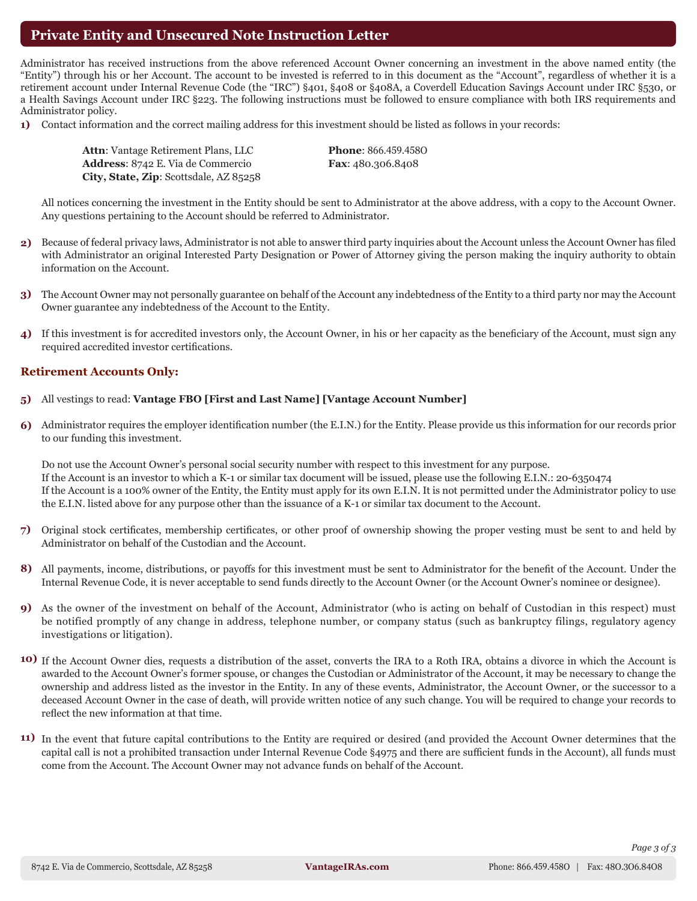# Private Entity and Unsecured Note Instruction Letter

Administrator has received instructions from the above referenced Account Owner concerning an investment in the above named entity (the "Entity") through his or her Account. The account to be invested is referred to in this document as the "Account", regardless of whether it is a retirement account under Internal Revenue Code (the "IRC") §401, §408 or §408A, a Coverdell Education Savings Account under IRC §530, or a Health Savings Account under IRC §223. The following instructions must be followed to ensure compliance with both IRS requirements and Administrator policy.

**1)** Contact information and the correct mailing address for this investment should be listed as follows in your records:

**Attn**: Vantage Retirement Plans, LLC
**Address**: 8742 E. Via de Commercio
**City, State, Zip**: Scottsdale, AZ 85258

**Phone**: 866.459.4580
**Fax**: 480.306.8408

All notices concerning the investment in the Entity should be sent to Administrator at the above address, with a copy to the Account Owner. Any questions pertaining to the Account should be referred to Administrator.

**2)** Because of federal privacy laws, Administrator is not able to answer third party inquiries about the Account unless the Account Owner has filed with Administrator an original Interested Party Designation or Power of Attorney giving the person making the inquiry authority to obtain information on the Account.

**3)** The Account Owner may not personally guarantee on behalf of the Account any indebtedness of the Entity to a third party nor may the Account Owner guarantee any indebtedness of the Account to the Entity.

**4)** If this investment is for accredited investors only, the Account Owner, in his or her capacity as the beneficiary of the Account, must sign any required accredited investor certifications.

## Retirement Accounts Only:

**5)** All vestings to read: **Vantage FBO [First and Last Name] [Vantage Account Number]**

**6)** Administrator requires the employer identification number (the E.I.N.) for the Entity. Please provide us this information for our records prior to our funding this investment.

Do not use the Account Owner's personal social security number with respect to this investment for any purpose.
If the Account is an investor to which a K-1 or similar tax document will be issued, please use the following E.I.N.: 20-6350474
If the Account is a 100% owner of the Entity, the Entity must apply for its own E.I.N. It is not permitted under the Administrator policy to use the E.I.N. listed above for any purpose other than the issuance of a K-1 or similar tax document to the Account.

**7)** Original stock certificates, membership certificates, or other proof of ownership showing the proper vesting must be sent to and held by Administrator on behalf of the Custodian and the Account.

**8)** All payments, income, distributions, or payoffs for this investment must be sent to Administrator for the benefit of the Account. Under the Internal Revenue Code, it is never acceptable to send funds directly to the Account Owner (or the Account Owner's nominee or designee).

**9)** As the owner of the investment on behalf of the Account, Administrator (who is acting on behalf of Custodian in this respect) must be notified promptly of any change in address, telephone number, or company status (such as bankruptcy filings, regulatory agency investigations or litigation).

**10)** If the Account Owner dies, requests a distribution of the asset, converts the IRA to a Roth IRA, obtains a divorce in which the Account is awarded to the Account Owner's former spouse, or changes the Custodian or Administrator of the Account, it may be necessary to change the ownership and address listed as the investor in the Entity. In any of these events, Administrator, the Account Owner, or the successor to a deceased Account Owner in the case of death, will provide written notice of any such change. You will be required to change your records to reflect the new information at that time.

**11)** In the event that future capital contributions to the Entity are required or desired (and provided the Account Owner determines that the capital call is not a prohibited transaction under Internal Revenue Code §4975 and there are sufficient funds in the Account), all funds must come from the Account. The Account Owner may not advance funds on behalf of the Account.